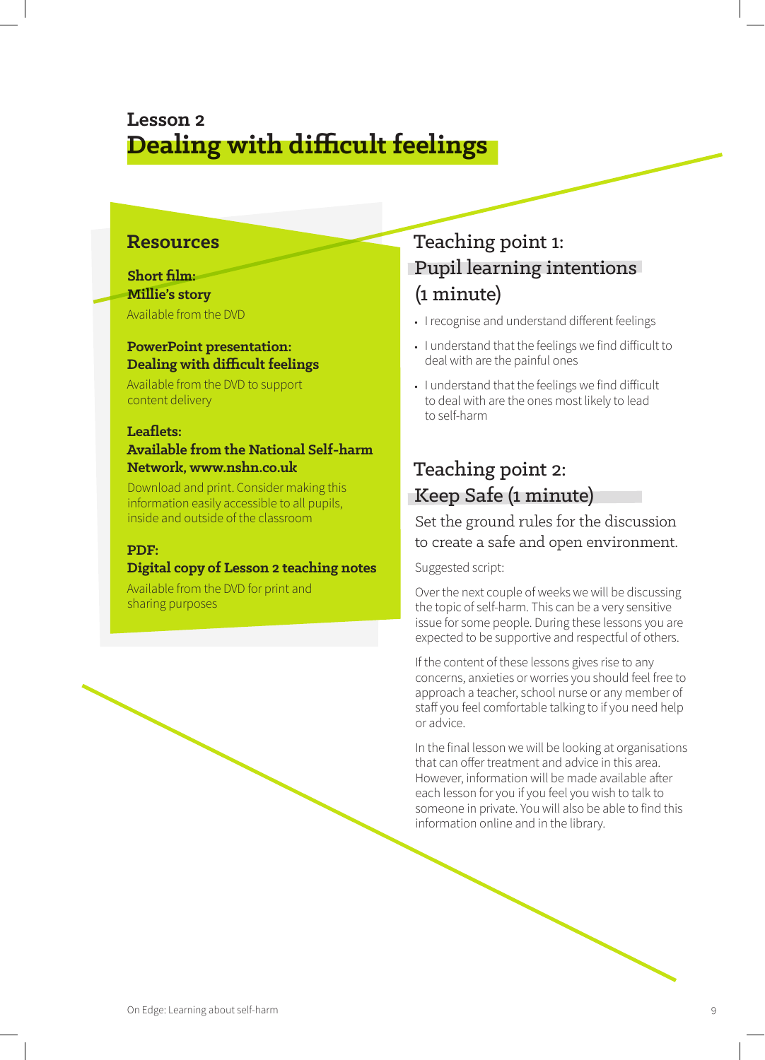# Lesson 2
# Dealing with difficult feelings

## Resources

**Short film:**
**Millie's story**
Available from the DVD

**PowerPoint presentation:**
**Dealing with difficult feelings**
Available from the DVD to support content delivery

**Leaflets:**
**Available from the National Self-harm Network, www.nshn.co.uk**
Download and print. Consider making this information easily accessible to all pupils, inside and outside of the classroom

**PDF:**
**Digital copy of Lesson 2 teaching notes**
Available from the DVD for print and sharing purposes

## Teaching point 1: Pupil learning intentions (1 minute)

- I recognise and understand different feelings
- I understand that the feelings we find difficult to deal with are the painful ones
- I understand that the feelings we find difficult to deal with are the ones most likely to lead to self-harm

## Teaching point 2: Keep Safe (1 minute)

Set the ground rules for the discussion to create a safe and open environment.

Suggested script:

Over the next couple of weeks we will be discussing the topic of self-harm. This can be a very sensitive issue for some people. During these lessons you are expected to be supportive and respectful of others.

If the content of these lessons gives rise to any concerns, anxieties or worries you should feel free to approach a teacher, school nurse or any member of staff you feel comfortable talking to if you need help or advice.

In the final lesson we will be looking at organisations that can offer treatment and advice in this area. However, information will be made available after each lesson for you if you feel you wish to talk to someone in private. You will also be able to find this information online and in the library.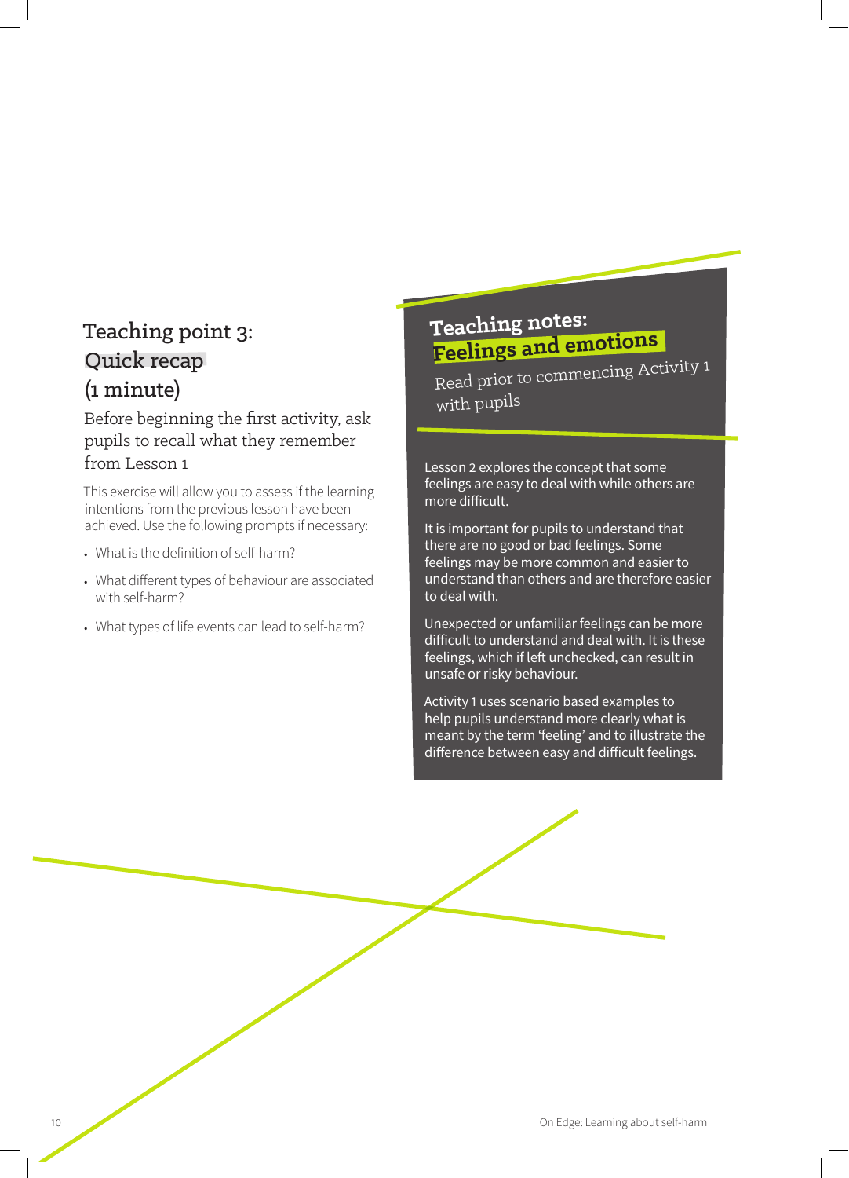## Teaching point 3: Quick recap (1 minute)

### Before beginning the first activity, ask pupils to recall what they remember from Lesson 1

This exercise will allow you to assess if the learning intentions from the previous lesson have been achieved. Use the following prompts if necessary:

- What is the definition of self-harm?
- What different types of behaviour are associated with self-harm?
- What types of life events can lead to self-harm?

## Teaching notes: Feelings and emotions

Read prior to commencing Activity 1 with pupils

Lesson 2 explores the concept that some feelings are easy to deal with while others are more difficult.

It is important for pupils to understand that there are no good or bad feelings. Some feelings may be more common and easier to understand than others and are therefore easier to deal with.

Unexpected or unfamiliar feelings can be more difficult to understand and deal with. It is these feelings, which if left unchecked, can result in unsafe or risky behaviour.

Activity 1 uses scenario based examples to help pupils understand more clearly what is meant by the term 'feeling' and to illustrate the difference between easy and difficult feelings.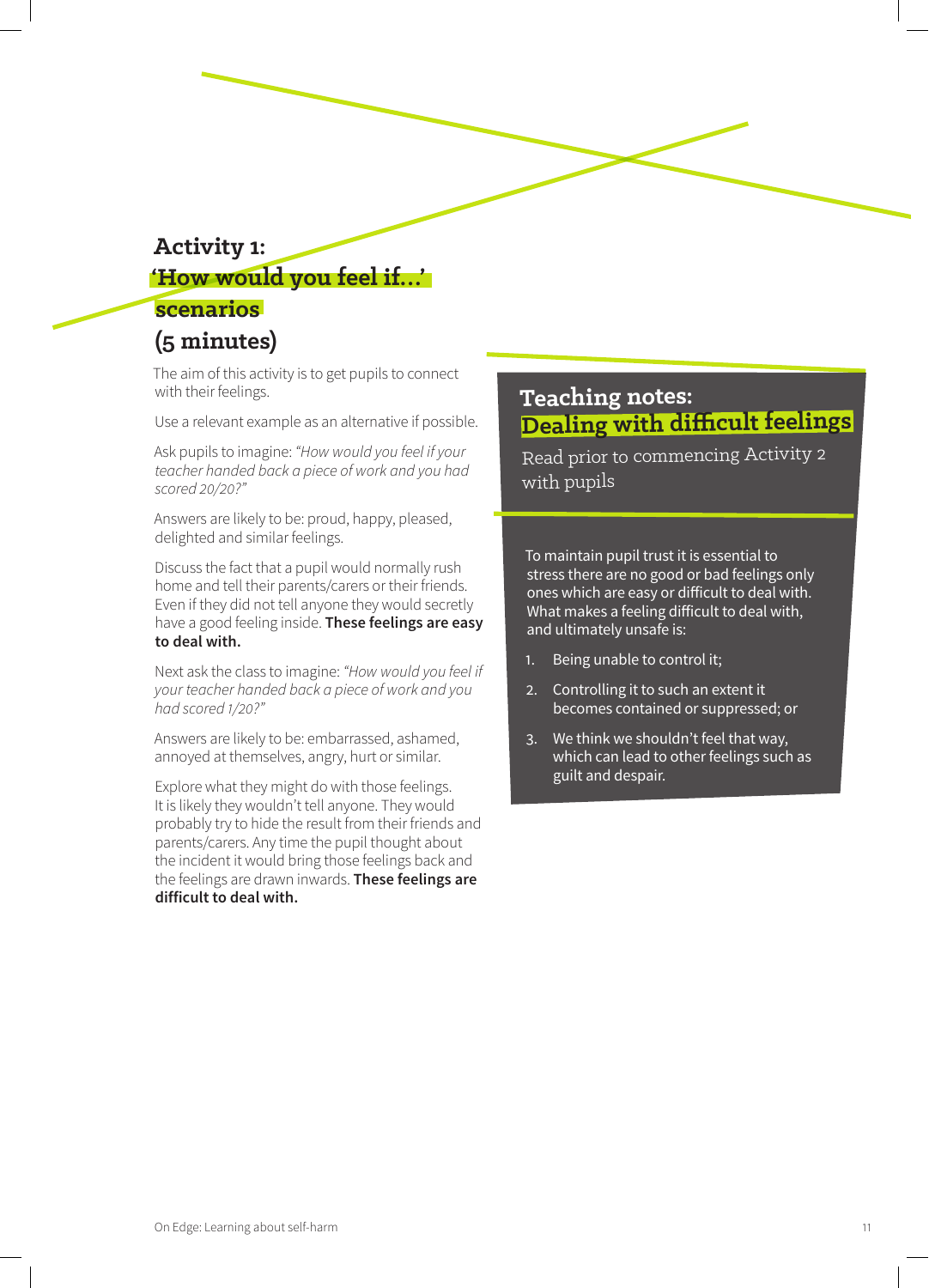## Activity 1: 'How would you feel if…' scenarios (5 minutes)

The aim of this activity is to get pupils to connect with their feelings.

Use a relevant example as an alternative if possible.

Ask pupils to imagine: *"How would you feel if your teacher handed back a piece of work and you had scored 20/20?"*

Answers are likely to be: proud, happy, pleased, delighted and similar feelings.

Discuss the fact that a pupil would normally rush home and tell their parents/carers or their friends. Even if they did not tell anyone they would secretly have a good feeling inside. **These feelings are easy to deal with.**

Next ask the class to imagine: *"How would you feel if your teacher handed back a piece of work and you had scored 1/20?"*

Answers are likely to be: embarrassed, ashamed, annoyed at themselves, angry, hurt or similar.

Explore what they might do with those feelings. It is likely they wouldn't tell anyone. They would probably try to hide the result from their friends and parents/carers. Any time the pupil thought about the incident it would bring those feelings back and the feelings are drawn inwards. **These feelings are difficult to deal with.**

## Teaching notes: Dealing with difficult feelings

Read prior to commencing Activity 2 with pupils

To maintain pupil trust it is essential to stress there are no good or bad feelings only ones which are easy or difficult to deal with. What makes a feeling difficult to deal with, and ultimately unsafe is:

1. Being unable to control it;
2. Controlling it to such an extent it becomes contained or suppressed; or
3. We think we shouldn't feel that way, which can lead to other feelings such as guilt and despair.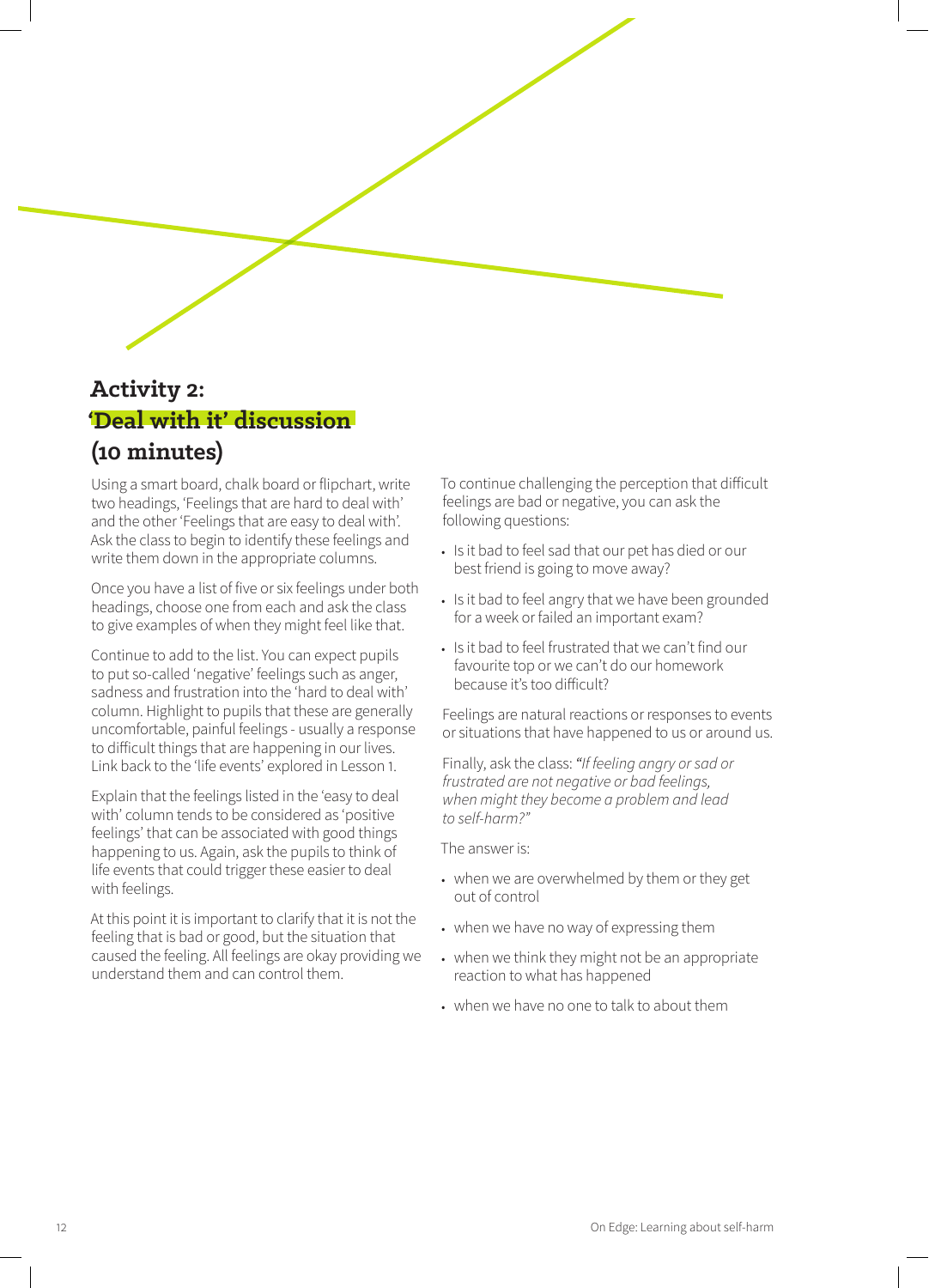## Activity 2: 'Deal with it' discussion (10 minutes)

Using a smart board, chalk board or flipchart, write two headings, 'Feelings that are hard to deal with' and the other 'Feelings that are easy to deal with'. Ask the class to begin to identify these feelings and write them down in the appropriate columns.

Once you have a list of five or six feelings under both headings, choose one from each and ask the class to give examples of when they might feel like that.

Continue to add to the list. You can expect pupils to put so-called 'negative' feelings such as anger, sadness and frustration into the 'hard to deal with' column. Highlight to pupils that these are generally uncomfortable, painful feelings - usually a response to difficult things that are happening in our lives. Link back to the 'life events' explored in Lesson 1.

Explain that the feelings listed in the 'easy to deal with' column tends to be considered as 'positive feelings' that can be associated with good things happening to us. Again, ask the pupils to think of life events that could trigger these easier to deal with feelings.

At this point it is important to clarify that it is not the feeling that is bad or good, but the situation that caused the feeling. All feelings are okay providing we understand them and can control them.

To continue challenging the perception that difficult feelings are bad or negative, you can ask the following questions:

- Is it bad to feel sad that our pet has died or our best friend is going to move away?
- Is it bad to feel angry that we have been grounded for a week or failed an important exam?
- Is it bad to feel frustrated that we can't find our favourite top or we can't do our homework because it's too difficult?

Feelings are natural reactions or responses to events or situations that have happened to us or around us.

Finally, ask the class: *"If feeling angry or sad or frustrated are not negative or bad feelings, when might they become a problem and lead to self-harm?"*

The answer is:

- when we are overwhelmed by them or they get out of control
- when we have no way of expressing them
- when we think they might not be an appropriate reaction to what has happened
- when we have no one to talk to about them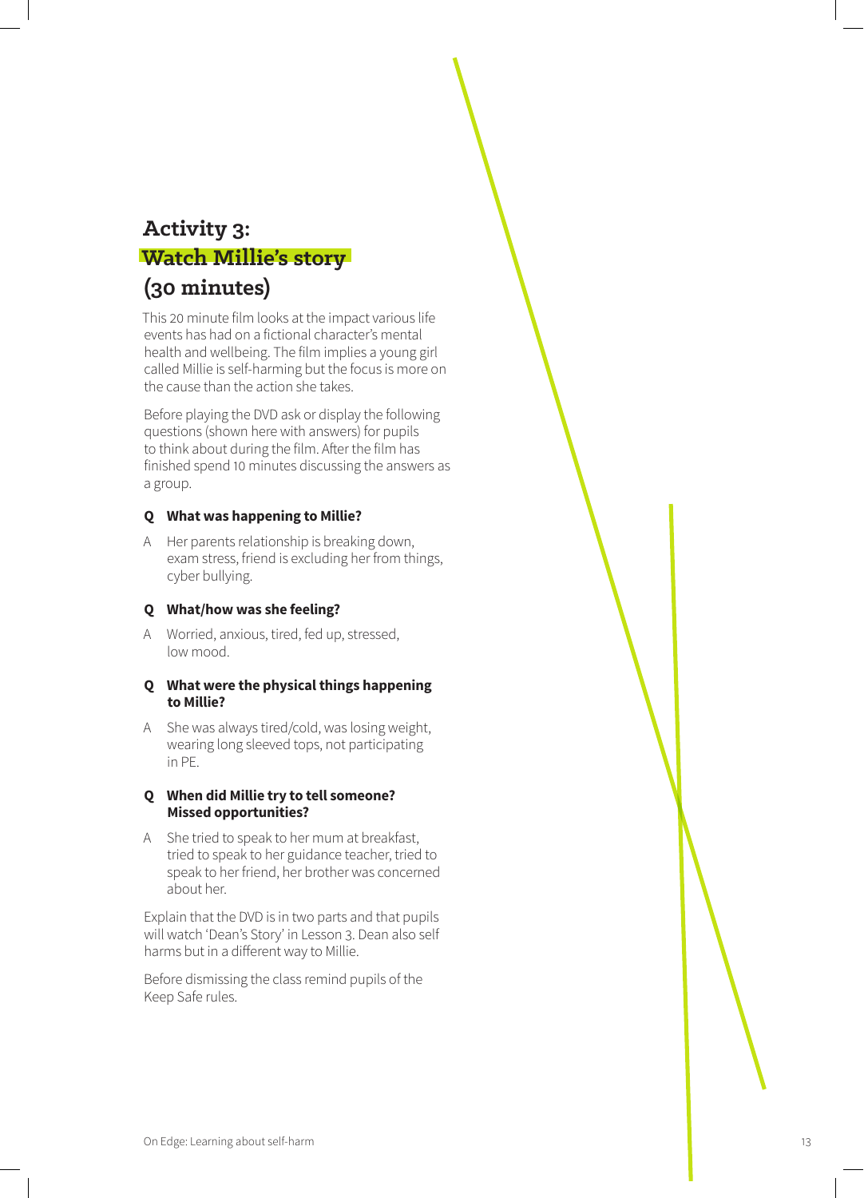## Activity 3: Watch Millie's story (30 minutes)

This 20 minute film looks at the impact various life events has had on a fictional character's mental health and wellbeing. The film implies a young girl called Millie is self-harming but the focus is more on the cause than the action she takes.

Before playing the DVD ask or display the following questions (shown here with answers) for pupils to think about during the film. After the film has finished spend 10 minutes discussing the answers as a group.

**Q What was happening to Millie?**

A Her parents relationship is breaking down, exam stress, friend is excluding her from things, cyber bullying.

**Q What/how was she feeling?**

A Worried, anxious, tired, fed up, stressed, low mood.

**Q What were the physical things happening to Millie?**

A She was always tired/cold, was losing weight, wearing long sleeved tops, not participating in PE.

**Q When did Millie try to tell someone? Missed opportunities?**

A She tried to speak to her mum at breakfast, tried to speak to her guidance teacher, tried to speak to her friend, her brother was concerned about her.

Explain that the DVD is in two parts and that pupils will watch 'Dean's Story' in Lesson 3. Dean also self harms but in a different way to Millie.

Before dismissing the class remind pupils of the Keep Safe rules.